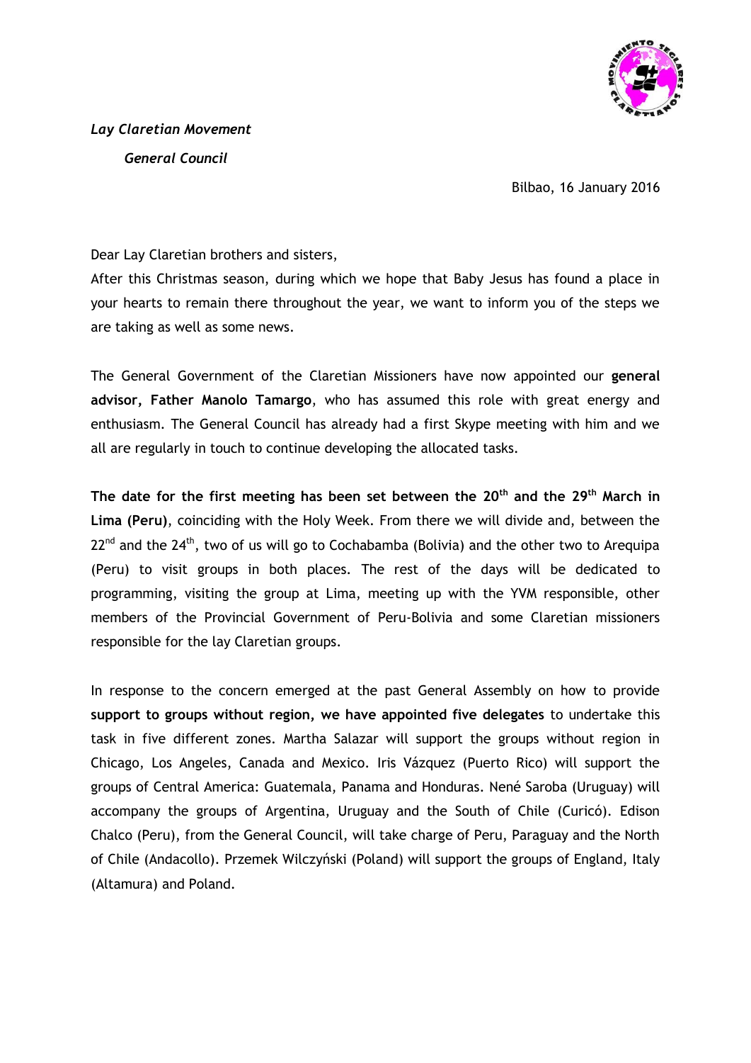***Lay Claretian Movement***

***General Council***

Bilbao, 16 January 2016

Dear Lay Claretian brothers and sisters,

After this Christmas season, during which we hope that Baby Jesus has found a place in your hearts to remain there throughout the year, we want to inform you of the steps we are taking as well as some news.

The General Government of the Claretian Missioners have now appointed our **general advisor, Father Manolo Tamargo**, who has assumed this role with great energy and enthusiasm. The General Council has already had a first Skype meeting with him and we all are regularly in touch to continue developing the allocated tasks.

**The date for the first meeting has been set between the 20th and the 29th March in Lima (Peru)**, coinciding with the Holy Week. From there we will divide and, between the 22nd and the 24th, two of us will go to Cochabamba (Bolivia) and the other two to Arequipa (Peru) to visit groups in both places. The rest of the days will be dedicated to programming, visiting the group at Lima, meeting up with the YVM responsible, other members of the Provincial Government of Peru-Bolivia and some Claretian missioners responsible for the lay Claretian groups.

In response to the concern emerged at the past General Assembly on how to provide **support to groups without region, we have appointed five delegates** to undertake this task in five different zones. Martha Salazar will support the groups without region in Chicago, Los Angeles, Canada and Mexico. Iris Vázquez (Puerto Rico) will support the groups of Central America: Guatemala, Panama and Honduras. Nené Saroba (Uruguay) will accompany the groups of Argentina, Uruguay and the South of Chile (Curicó). Edison Chalco (Peru), from the General Council, will take charge of Peru, Paraguay and the North of Chile (Andacollo). Przemek Wilczyński (Poland) will support the groups of England, Italy (Altamura) and Poland.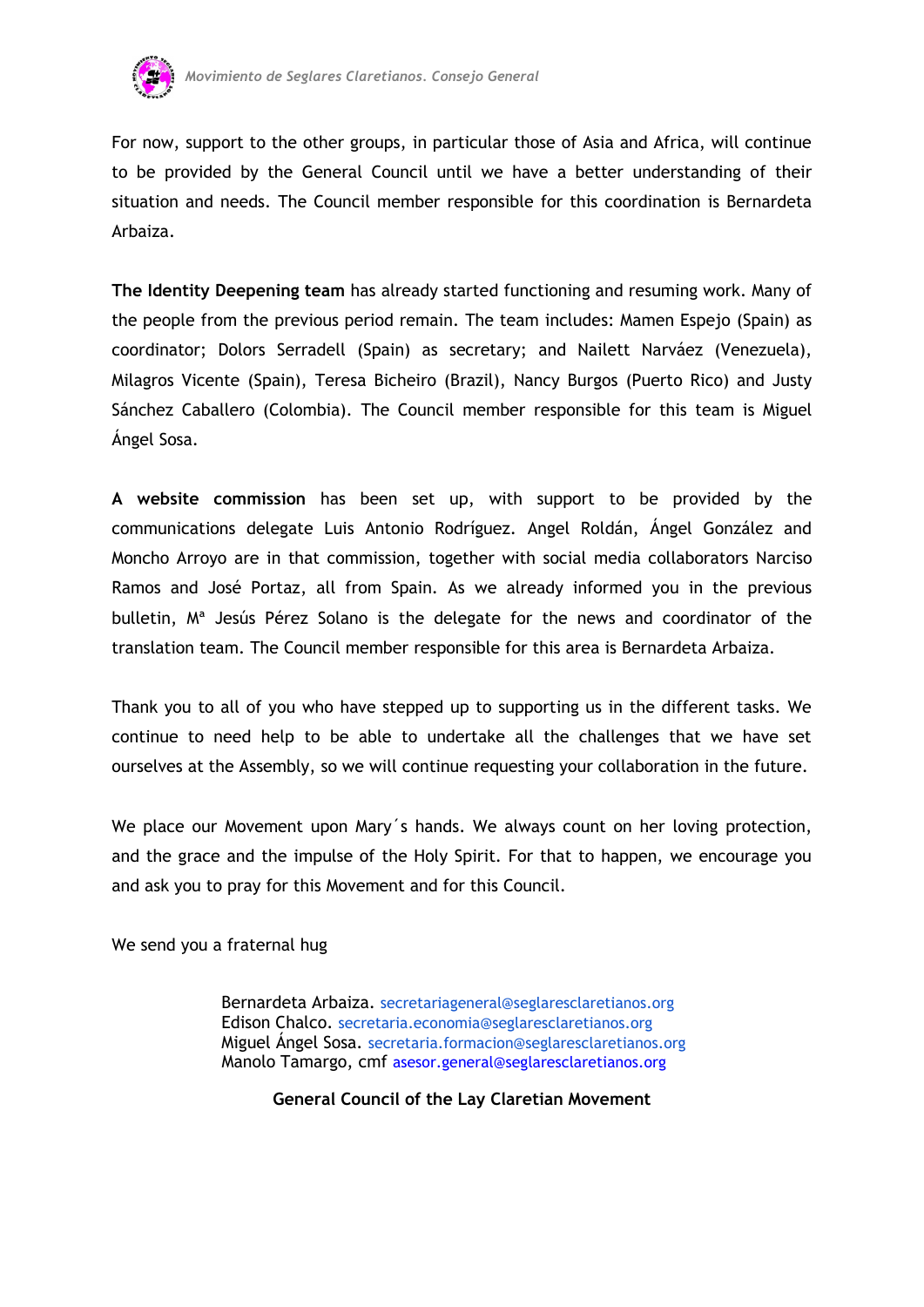For now, support to the other groups, in particular those of Asia and Africa, will continue to be provided by the General Council until we have a better understanding of their situation and needs. The Council member responsible for this coordination is Bernardeta Arbaiza.

**The Identity Deepening team** has already started functioning and resuming work. Many of the people from the previous period remain. The team includes: Mamen Espejo (Spain) as coordinator; Dolors Serradell (Spain) as secretary; and Nailett Narváez (Venezuela), Milagros Vicente (Spain), Teresa Bicheiro (Brazil), Nancy Burgos (Puerto Rico) and Justy Sánchez Caballero (Colombia). The Council member responsible for this team is Miguel Ángel Sosa.

**A website commission** has been set up, with support to be provided by the communications delegate Luis Antonio Rodríguez. Angel Roldán, Ángel González and Moncho Arroyo are in that commission, together with social media collaborators Narciso Ramos and José Portaz, all from Spain. As we already informed you in the previous bulletin, Mª Jesús Pérez Solano is the delegate for the news and coordinator of the translation team. The Council member responsible for this area is Bernardeta Arbaiza.

Thank you to all of you who have stepped up to supporting us in the different tasks. We continue to need help to be able to undertake all the challenges that we have set ourselves at the Assembly, so we will continue requesting your collaboration in the future.

We place our Movement upon Mary´s hands. We always count on her loving protection, and the grace and the impulse of the Holy Spirit. For that to happen, we encourage you and ask you to pray for this Movement and for this Council.

We send you a fraternal hug

Bernardeta Arbaiza. secretariageneral@seglaresclaretianos.org
Edison Chalco. secretaria.economia@seglaresclaretianos.org
Miguel Ángel Sosa. secretaria.formacion@seglaresclaretianos.org
Manolo Tamargo, cmf asesor.general@seglaresclaretianos.org

**General Council of the Lay Claretian Movement**